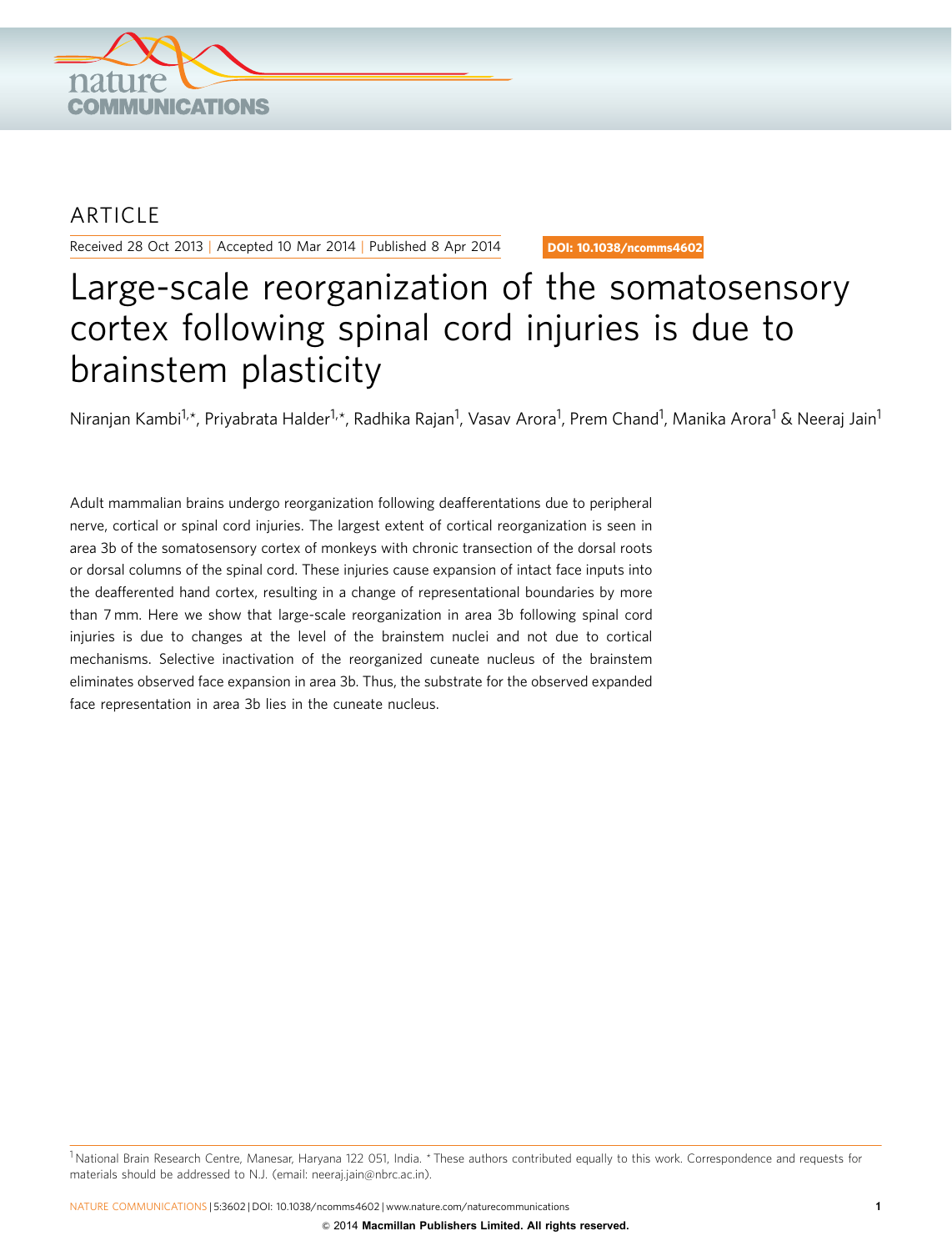ARTICLE

Received 28 Oct 2013 | Accepted 10 Mar 2014 | Published 8 Apr 2014

DOI: 10.1038/ncomms4602

# Large-scale reorganization of the somatosensory cortex following spinal cord injuries is due to brainstem plasticity

Niranjan Kambi[1,*], Priyabrata Halder[1,*], Radhika Rajan[1], Vasav Arora[1], Prem Chand[1], Manika Arora[1] & Neeraj Jain[1]

Adult mammalian brains undergo reorganization following deafferentations due to peripheral nerve, cortical or spinal cord injuries. The largest extent of cortical reorganization is seen in area 3b of the somatosensory cortex of monkeys with chronic transection of the dorsal roots or dorsal columns of the spinal cord. These injuries cause expansion of intact face inputs into the deafferented hand cortex, resulting in a change of representational boundaries by more than 7 mm. Here we show that large-scale reorganization in area 3b following spinal cord injuries is due to changes at the level of the brainstem nuclei and not due to cortical mechanisms. Selective inactivation of the reorganized cuneate nucleus of the brainstem eliminates observed face expansion in area 3b. Thus, the substrate for the observed expanded face representation in area 3b lies in the cuneate nucleus.

[1] National Brain Research Centre, Manesar, Haryana 122 051, India. * These authors contributed equally to this work. Correspondence and requests for materials should be addressed to N.J. (email: neeraj.jain@nbrc.ac.in).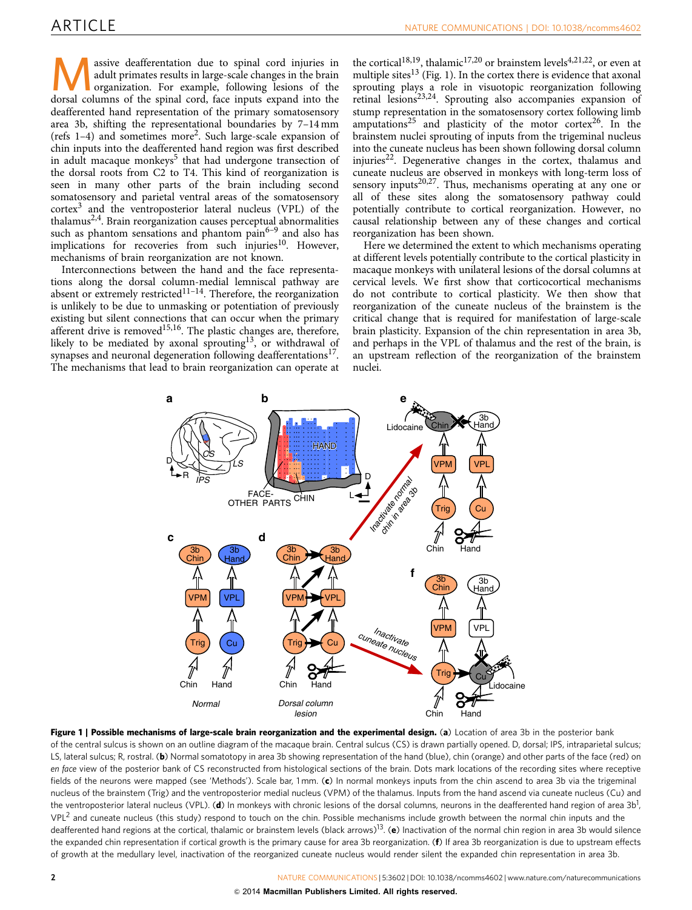Massive deafferentation due to spinal cord injuries in adult primates results in large-scale changes in the brain organization. For example, following lesions of the dorsal columns of the spinal cord, face inputs expand into the deafferented hand representation of the primary somatosensory area 3b, shifting the representational boundaries by 7–14 mm (refs 1–4) and sometimes more[2]. Such large-scale expansion of chin inputs into the deafferented hand region was first described in adult macaque monkeys[5] that had undergone transection of the dorsal roots from C2 to T4. This kind of reorganization is seen in many other parts of the brain including second somatosensory and parietal ventral areas of the somatosensory cortex[3] and the ventroposterior lateral nucleus (VPL) of the thalamus[2,4]. Brain reorganization causes perceptual abnormalities such as phantom sensations and phantom pain[6–9] and also has implications for recoveries from such injuries[10]. However, mechanisms of brain reorganization are not known.

Interconnections between the hand and the face representations along the dorsal column-medial lemniscal pathway are absent or extremely restricted[11–14]. Therefore, the reorganization is unlikely to be due to unmasking or potentiation of previously existing but silent connections that can occur when the primary afferent drive is removed[15,16]. The plastic changes are, therefore, likely to be mediated by axonal sprouting[13], or withdrawal of synapses and neuronal degeneration following deafferentations[17]. The mechanisms that lead to brain reorganization can operate at the cortical[18,19], thalamic[17,20] or brainstem levels[4,21,22], or even at multiple sites[13] (Fig. 1). In the cortex there is evidence that axonal sprouting plays a role in visuotopic reorganization following retinal lesions[23,24]. Sprouting also accompanies expansion of stump representation in the somatosensory cortex following limb amputations[25] and plasticity of the motor cortex[26]. In the brainstem nuclei sprouting of inputs from the trigeminal nucleus into the cuneate nucleus has been shown following dorsal column injuries[22]. Degenerative changes in the cortex, thalamus and cuneate nucleus are observed in monkeys with long-term loss of sensory inputs[20,27]. Thus, mechanisms operating at any one or all of these sites along the somatosensory pathway could potentially contribute to cortical reorganization. However, no causal relationship between any of these changes and cortical reorganization has been shown.

Here we determined the extent to which mechanisms operating at different levels potentially contribute to the cortical plasticity in macaque monkeys with unilateral lesions of the dorsal columns at cervical levels. We first show that corticocortical mechanisms do not contribute to cortical plasticity. We then show that reorganization of the cuneate nucleus of the brainstem is the critical change that is required for manifestation of large-scale brain plasticity. Expansion of the chin representation in area 3b, and perhaps in the VPL of thalamus and the rest of the brain, is an upstream reflection of the reorganization of the brainstem nuclei.

**Figure 1 | Possible mechanisms of large-scale brain reorganization and the experimental design.** (**a**) Location of area 3b in the posterior bank of the central sulcus is shown on an outline diagram of the macaque brain. Central sulcus (CS) is drawn partially opened. D, dorsal; IPS, intraparietal sulcus; LS, lateral sulcus; R, rostral. (**b**) Normal somatotopy in area 3b showing representation of the hand (blue), chin (orange) and other parts of the face (red) on *en face* view of the posterior bank of CS reconstructed from histological sections of the brain. Dots mark locations of the recording sites where receptive fields of the neurons were mapped (see 'Methods'). Scale bar, 1 mm. (**c**) In normal monkeys inputs from the chin ascend to area 3b via the trigeminal nucleus of the brainstem (Trig) and the ventroposterior medial nucleus (VPM) of the thalamus. Inputs from the hand ascend via cuneate nucleus (Cu) and the ventroposterior lateral nucleus (VPL). (**d**) In monkeys with chronic lesions of the dorsal columns, neurons in the deafferented hand region of area 3b[1], VPL[2] and cuneate nucleus (this study) respond to touch on the chin. Possible mechanisms include growth between the normal chin inputs and the deafferented hand regions at the cortical, thalamic or brainstem levels (black arrows)[13]. (**e**) Inactivation of the normal chin region in area 3b would silence the expanded chin representation if cortical growth is the primary cause for area 3b reorganization. (**f**) If area 3b reorganization is due to upstream effects of growth at the medullary level, inactivation of the reorganized cuneate nucleus would render silent the expanded chin representation in area 3b.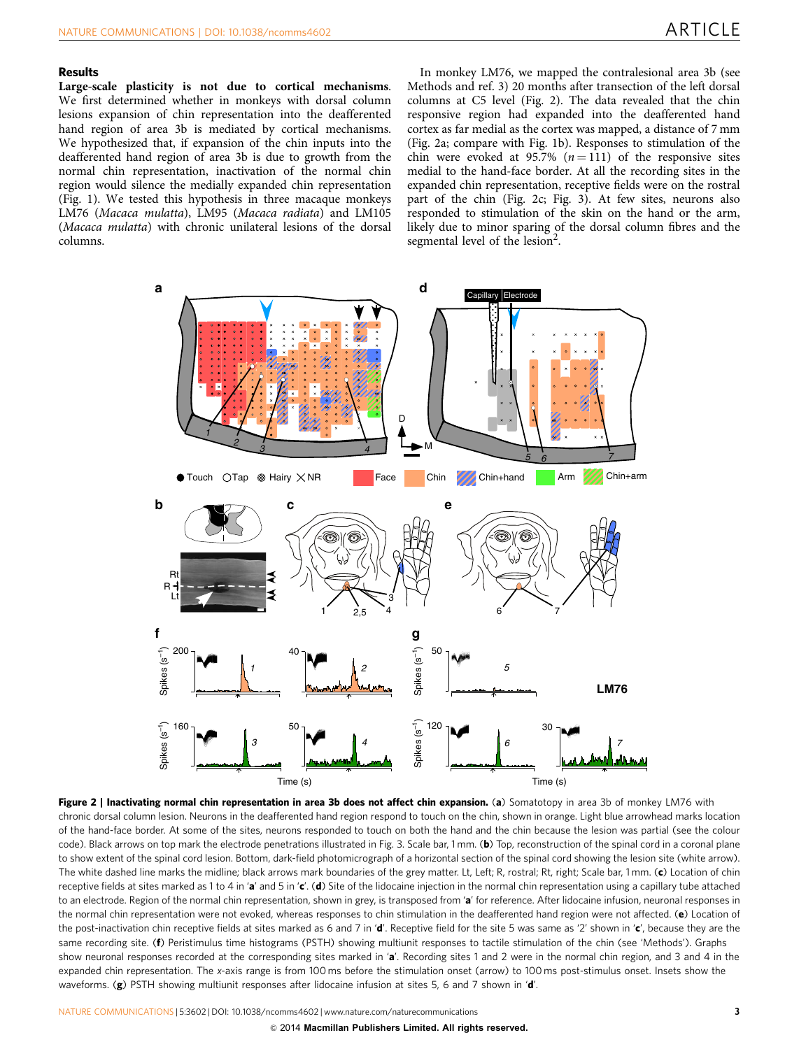## Results

**Large-scale plasticity is not due to cortical mechanisms.** We first determined whether in monkeys with dorsal column lesions expansion of chin representation into the deafferented hand region of area 3b is mediated by cortical mechanisms. We hypothesized that, if expansion of the chin inputs into the deafferented hand region of area 3b is due to growth from the normal chin representation, inactivation of the normal chin region would silence the medially expanded chin representation (Fig. 1). We tested this hypothesis in three macaque monkeys LM76 (*Macaca mulatta*), LM95 (*Macaca radiata*) and LM105 (*Macaca mulatta*) with chronic unilateral lesions of the dorsal columns.

In monkey LM76, we mapped the contralesional area 3b (see Methods and ref. 3) 20 months after transection of the left dorsal columns at C5 level (Fig. 2). The data revealed that the chin responsive region had expanded into the deafferented hand cortex as far medial as the cortex was mapped, a distance of 7 mm (Fig. 2a; compare with Fig. 1b). Responses to stimulation of the chin were evoked at 95.7% ($n = 111$) of the responsive sites medial to the hand-face border. At all the recording sites in the expanded chin representation, receptive fields were on the rostral part of the chin (Fig. 2c; Fig. 3). At few sites, neurons also responded to stimulation of the skin on the hand or the arm, likely due to minor sparing of the dorsal column fibres and the segmental level of the lesion[2].

**Figure 2 | Inactivating normal chin representation in area 3b does not affect chin expansion.** (**a**) Somatotopy in area 3b of monkey LM76 with chronic dorsal column lesion. Neurons in the deafferented hand region respond to touch on the chin, shown in orange. Light blue arrowhead marks location of the hand-face border. At some of the sites, neurons responded to touch on both the hand and the chin because the lesion was partial (see the colour code). Black arrows on top mark the electrode penetrations illustrated in Fig. 3. Scale bar, 1 mm. (**b**) Top, reconstruction of the spinal cord in a coronal plane to show extent of the spinal cord lesion. Bottom, dark-field photomicrograph of a horizontal section of the spinal cord showing the lesion site (white arrow). The white dashed line marks the midline; black arrows mark boundaries of the grey matter. Lt, Left; R, rostral; Rt, right; Scale bar, 1 mm. (**c**) Location of chin receptive fields at sites marked as 1 to 4 in '**a**' and 5 in '**c**'. (**d**) Site of the lidocaine injection in the normal chin representation using a capillary tube attached to an electrode. Region of the normal chin representation, shown in grey, is transposed from '**a**' for reference. After lidocaine infusion, neuronal responses in the normal chin representation were not evoked, whereas responses to chin stimulation in the deafferented hand region were not affected. (**e**) Location of the post-inactivation chin receptive fields at sites marked as 6 and 7 in '**d**'. Receptive field for the site 5 was same as '2' shown in '**c**', because they are the same recording site. (**f**) Peristimulus time histograms (PSTH) showing multiunit responses to tactile stimulation of the chin (see 'Methods'). Graphs show neuronal responses recorded at the corresponding sites marked in '**a**'. Recording sites 1 and 2 were in the normal chin region, and 3 and 4 in the expanded chin representation. The *x*-axis range is from 100 ms before the stimulation onset (arrow) to 100 ms post-stimulus onset. Insets show the waveforms. (**g**) PSTH showing multiunit responses after lidocaine infusion at sites 5, 6 and 7 shown in '**d**'.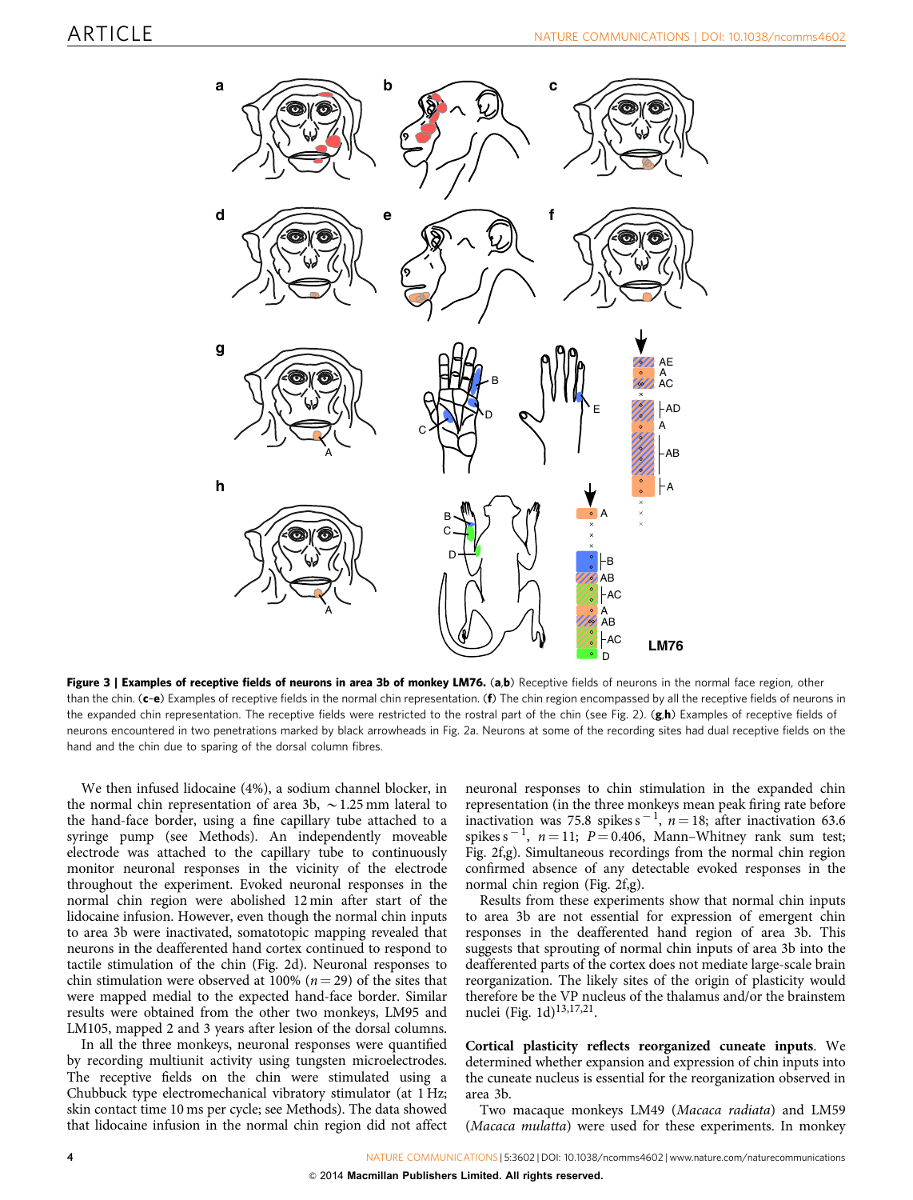**Figure 3 | Examples of receptive fields of neurons in area 3b of monkey LM76.** (**a**,**b**) Receptive fields of neurons in the normal face region, other than the chin. (**c**–**e**) Examples of receptive fields in the normal chin representation. (**f**) The chin region encompassed by all the receptive fields of neurons in the expanded chin representation. The receptive fields were restricted to the rostral part of the chin (see Fig. 2). (**g**,**h**) Examples of receptive fields of neurons encountered in two penetrations marked by black arrowheads in Fig. 2a. Neurons at some of the recording sites had dual receptive fields on the hand and the chin due to sparing of the dorsal column fibres.

We then infused lidocaine (4%), a sodium channel blocker, in the normal chin representation of area 3b, ~1.25 mm lateral to the hand-face border, using a fine capillary tube attached to a syringe pump (see Methods). An independently moveable electrode was attached to the capillary tube to continuously monitor neuronal responses in the vicinity of the electrode throughout the experiment. Evoked neuronal responses in the normal chin region were abolished 12 min after start of the lidocaine infusion. However, even though the normal chin inputs to area 3b were inactivated, somatotopic mapping revealed that neurons in the deafferented hand cortex continued to respond to tactile stimulation of the chin (Fig. 2d). Neuronal responses to chin stimulation were observed at 100% ($n = 29$) of the sites that were mapped medial to the expected hand-face border. Similar results were obtained from the other two monkeys, LM95 and LM105, mapped 2 and 3 years after lesion of the dorsal columns.

In all the three monkeys, neuronal responses were quantified by recording multiunit activity using tungsten microelectrodes. The receptive fields on the chin were stimulated using a Chubbuck type electromechanical vibratory stimulator (at 1 Hz; skin contact time 10 ms per cycle; see Methods). The data showed that lidocaine infusion in the normal chin region did not affect neuronal responses to chin stimulation in the expanded chin representation (in the three monkeys mean peak firing rate before inactivation was 75.8 spikes $s^{-1}$, $n = 18$; after inactivation 63.6 spikes $s^{-1}$, $n = 11$; $P = 0.406$, Mann–Whitney rank sum test; Fig. 2f,g). Simultaneous recordings from the normal chin region confirmed absence of any detectable evoked responses in the normal chin region (Fig. 2f,g).

Results from these experiments show that normal chin inputs to area 3b are not essential for expression of emergent chin responses in the deafferented hand region of area 3b. This suggests that sprouting of normal chin inputs of area 3b into the deafferented parts of the cortex does not mediate large-scale brain reorganization. The likely sites of the origin of plasticity would therefore be the VP nucleus of the thalamus and/or the brainstem nuclei (Fig. 1d)[13,17,21].

**Cortical plasticity reflects reorganized cuneate inputs.** We determined whether expansion and expression of chin inputs into the cuneate nucleus is essential for the reorganization observed in area 3b.

Two macaque monkeys LM49 (*Macaca radiata*) and LM59 (*Macaca mulatta*) were used for these experiments. In monkey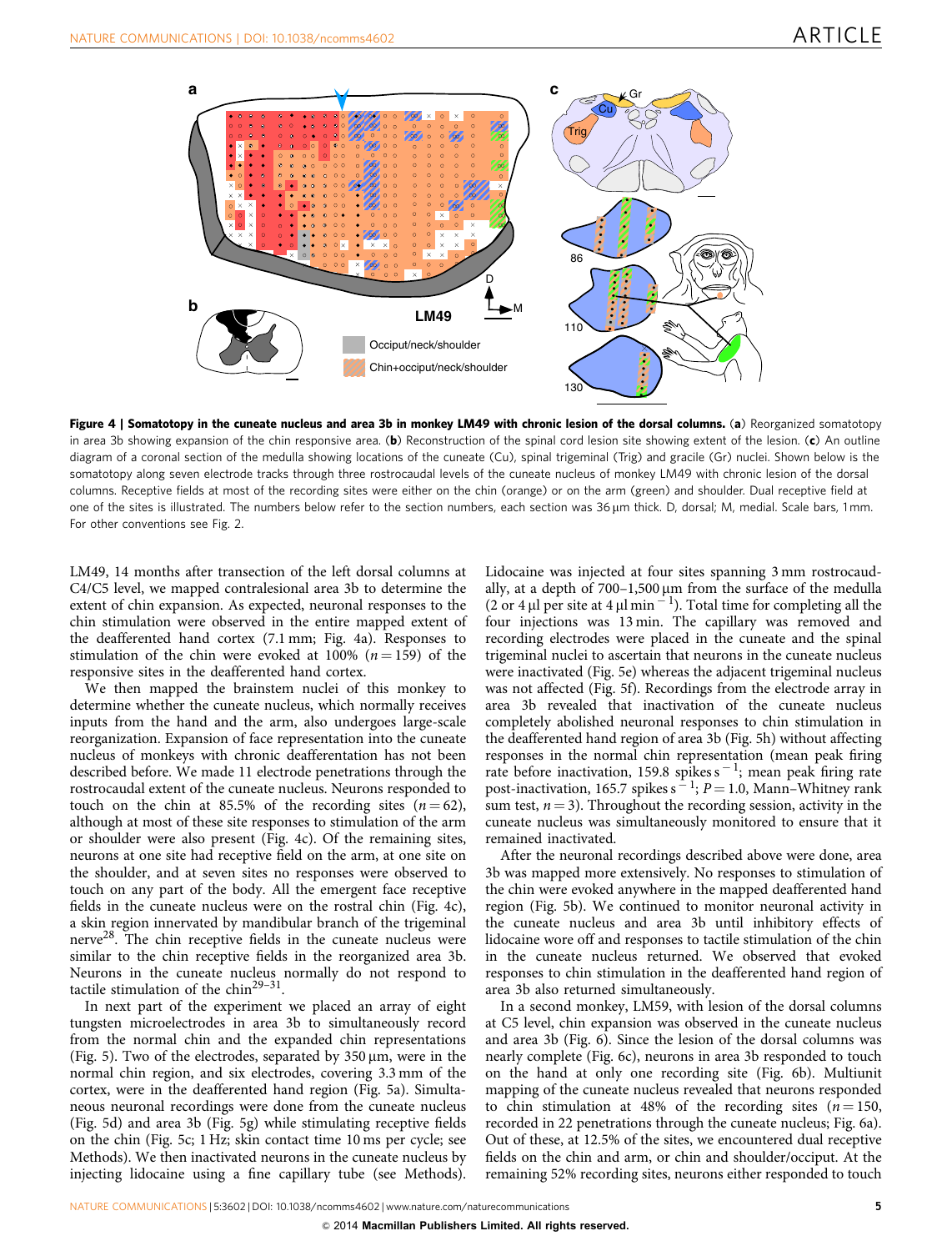**Figure 4 | Somatotopy in the cuneate nucleus and area 3b in monkey LM49 with chronic lesion of the dorsal columns.** (**a**) Reorganized somatotopy in area 3b showing expansion of the chin responsive area. (**b**) Reconstruction of the spinal cord lesion site showing extent of the lesion. (**c**) An outline diagram of a coronal section of the medulla showing locations of the cuneate (Cu), spinal trigeminal (Trig) and gracile (Gr) nuclei. Shown below is the somatotopy along seven electrode tracks through three rostrocaudal levels of the cuneate nucleus of monkey LM49 with chronic lesion of the dorsal columns. Receptive fields at most of the recording sites were either on the chin (orange) or on the arm (green) and shoulder. Dual receptive field at one of the sites is illustrated. The numbers below refer to the section numbers, each section was 36 μm thick. D, dorsal; M, medial. Scale bars, 1 mm. For other conventions see Fig. 2.

LM49, 14 months after transection of the left dorsal columns at C4/C5 level, we mapped contralesional area 3b to determine the extent of chin expansion. As expected, neuronal responses to the chin stimulation were observed in the entire mapped extent of the deafferented hand cortex (7.1 mm; Fig. 4a). Responses to stimulation of the chin were evoked at 100% ($n = 159$) of the responsive sites in the deafferented hand cortex.

We then mapped the brainstem nuclei of this monkey to determine whether the cuneate nucleus, which normally receives inputs from the hand and the arm, also undergoes large-scale reorganization. Expansion of face representation into the cuneate nucleus of monkeys with chronic deafferentation has not been described before. We made 11 electrode penetrations through the rostrocaudal extent of the cuneate nucleus. Neurons responded to touch on the chin at 85.5% of the recording sites ($n = 62$), although at most of these site responses to stimulation of the arm or shoulder were also present (Fig. 4c). Of the remaining sites, neurons at one site had receptive field on the arm, at one site on the shoulder, and at seven sites no responses were observed to touch on any part of the body. All the emergent face receptive fields in the cuneate nucleus were on the rostral chin (Fig. 4c), a skin region innervated by mandibular branch of the trigeminal nerve[28]. The chin receptive fields in the cuneate nucleus were similar to the chin receptive fields in the reorganized area 3b. Neurons in the cuneate nucleus normally do not respond to tactile stimulation of the chin[29–31].

In next part of the experiment we placed an array of eight tungsten microelectrodes in area 3b to simultaneously record from the normal chin and the expanded chin representations (Fig. 5). Two of the electrodes, separated by 350 μm, were in the normal chin region, and six electrodes, covering 3.3 mm of the cortex, were in the deafferented hand region (Fig. 5a). Simultaneous neuronal recordings were done from the cuneate nucleus (Fig. 5d) and area 3b (Fig. 5g) while stimulating receptive fields on the chin (Fig. 5c; 1 Hz; skin contact time 10 ms per cycle; see Methods). We then inactivated neurons in the cuneate nucleus by injecting lidocaine using a fine capillary tube (see Methods). Lidocaine was injected at four sites spanning 3 mm rostrocaudally, at a depth of 700–1,500 μm from the surface of the medulla (2 or 4 μl per site at 4 μl min$^{-1}$). Total time for completing all the four injections was 13 min. The capillary was removed and recording electrodes were placed in the cuneate and the spinal trigeminal nuclei to ascertain that neurons in the cuneate nucleus were inactivated (Fig. 5e) whereas the adjacent trigeminal nucleus was not affected (Fig. 5f). Recordings from the electrode array in area 3b revealed that inactivation of the cuneate nucleus completely abolished neuronal responses to chin stimulation in the deafferented hand region of area 3b (Fig. 5h) without affecting responses in the normal chin representation (mean peak firing rate before inactivation, 159.8 spikes s$^{-1}$; mean peak firing rate post-inactivation, 165.7 spikes s$^{-1}$; $P = 1.0$, Mann–Whitney rank sum test, $n = 3$). Throughout the recording session, activity in the cuneate nucleus was simultaneously monitored to ensure that it remained inactivated.

After the neuronal recordings described above were done, area 3b was mapped more extensively. No responses to stimulation of the chin were evoked anywhere in the mapped deafferented hand region (Fig. 5b). We continued to monitor neuronal activity in the cuneate nucleus and area 3b until inhibitory effects of lidocaine wore off and responses to tactile stimulation of the chin in the cuneate nucleus returned. We observed that evoked responses to chin stimulation in the deafferented hand region of area 3b also returned simultaneously.

In a second monkey, LM59, with lesion of the dorsal columns at C5 level, chin expansion was observed in the cuneate nucleus and area 3b (Fig. 6). Since the lesion of the dorsal columns was nearly complete (Fig. 6c), neurons in area 3b responded to touch on the hand at only one recording site (Fig. 6b). Multiunit mapping of the cuneate nucleus revealed that neurons responded to chin stimulation at 48% of the recording sites ($n = 150$, recorded in 22 penetrations through the cuneate nucleus; Fig. 6a). Out of these, at 12.5% of the sites, we encountered dual receptive fields on the chin and arm, or chin and shoulder/occiput. At the remaining 52% recording sites, neurons either responded to touch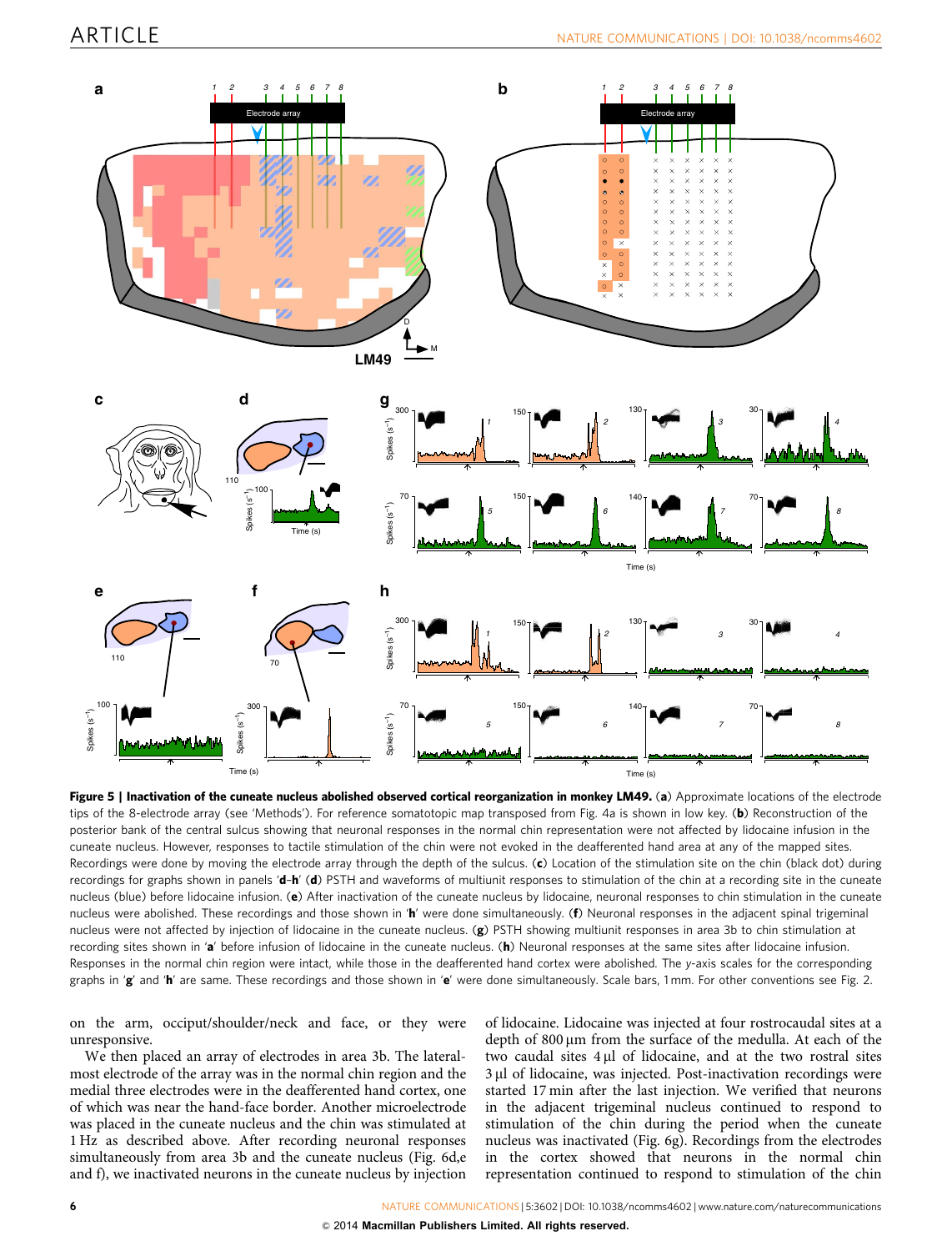**Figure 5 | Inactivation of the cuneate nucleus abolished observed cortical reorganization in monkey LM49.** (**a**) Approximate locations of the electrode tips of the 8-electrode array (see 'Methods'). For reference somatotopic map transposed from Fig. 4a is shown in low key. (**b**) Reconstruction of the posterior bank of the central sulcus showing that neuronal responses in the normal chin representation were not affected by lidocaine infusion in the cuneate nucleus. However, responses to tactile stimulation of the chin were not evoked in the deafferented hand area at any of the mapped sites. Recordings were done by moving the electrode array through the depth of the sulcus. (**c**) Location of the stimulation site on the chin (black dot) during recordings for graphs shown in panels '**d**–**h**' (**d**) PSTH and waveforms of multiunit responses to stimulation of the chin at a recording site in the cuneate nucleus (blue) before lidocaine infusion. (**e**) After inactivation of the cuneate nucleus by lidocaine, neuronal responses to chin stimulation in the cuneate nucleus were abolished. These recordings and those shown in '**h**' were done simultaneously. (**f**) Neuronal responses in the adjacent spinal trigeminal nucleus were not affected by injection of lidocaine in the cuneate nucleus. (**g**) PSTH showing multiunit responses in area 3b to chin stimulation at recording sites shown in '**a**' before infusion of lidocaine in the cuneate nucleus. (**h**) Neuronal responses at the same sites after lidocaine infusion. Responses in the normal chin region were intact, while those in the deafferented hand cortex were abolished. The y-axis scales for the corresponding graphs in '**g**' and '**h**' are same. These recordings and those shown in '**e**' were done simultaneously. Scale bars, 1 mm. For other conventions see Fig. 2.

on the arm, occiput/shoulder/neck and face, or they were unresponsive.

We then placed an array of electrodes in area 3b. The lateral-most electrode of the array was in the normal chin region and the medial three electrodes were in the deafferented hand cortex, one of which was near the hand-face border. Another microelectrode was placed in the cuneate nucleus and the chin was stimulated at 1 Hz as described above. After recording neuronal responses simultaneously from area 3b and the cuneate nucleus (Fig. 6d,e and f), we inactivated neurons in the cuneate nucleus by injection of lidocaine. Lidocaine was injected at four rostrocaudal sites at a depth of 800 μm from the surface of the medulla. At each of the two caudal sites 4 μl of lidocaine, and at the two rostral sites 3 μl of lidocaine, was injected. Post-inactivation recordings were started 17 min after the last injection. We verified that neurons in the adjacent trigeminal nucleus continued to respond to stimulation of the chin during the period when the cuneate nucleus was inactivated (Fig. 6g). Recordings from the electrodes in the cortex showed that neurons in the normal chin representation continued to respond to stimulation of the chin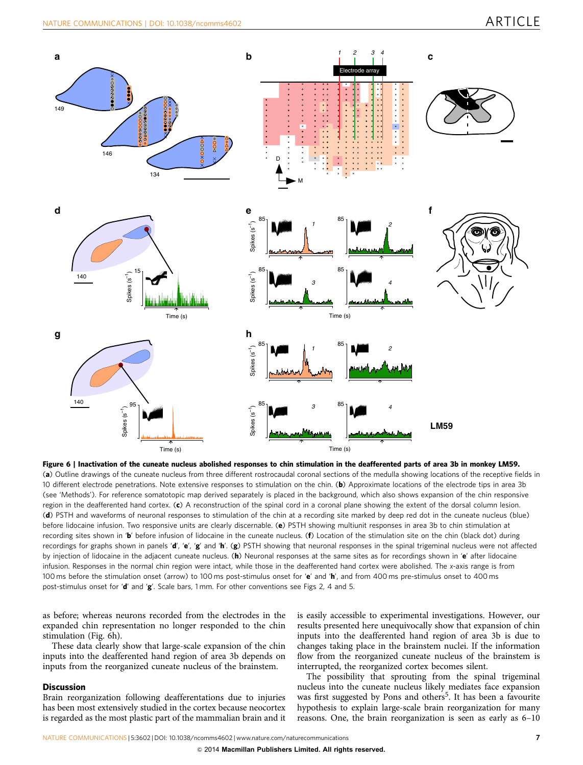**Figure 6 | Inactivation of the cuneate nucleus abolished responses to chin stimulation in the deafferented parts of area 3b in monkey LM59.** (**a**) Outline drawings of the cuneate nucleus from three different rostrocaudal coronal sections of the medulla showing locations of the receptive fields in 10 different electrode penetrations. Note extensive responses to stimulation on the chin. (**b**) Approximate locations of the electrode tips in area 3b (see 'Methods'). For reference somatotopic map derived separately is placed in the background, which also shows expansion of the chin responsive region in the deafferented hand cortex. (**c**) A reconstruction of the spinal cord in a coronal plane showing the extent of the dorsal column lesion. (**d**) PSTH and waveforms of neuronal responses to stimulation of the chin at a recording site marked by deep red dot in the cuneate nucleus (blue) before lidocaine infusion. Two responsive units are clearly discernable. (**e**) PSTH showing multiunit responses in area 3b to chin stimulation at recording sites shown in '**b**' before infusion of lidocaine in the cuneate nucleus. (**f**) Location of the stimulation site on the chin (black dot) during recordings for graphs shown in panels '**d**', '**e**', '**g**' and '**h**'. (**g**) PSTH showing that neuronal responses in the spinal trigeminal nucleus were not affected by injection of lidocaine in the adjacent cuneate nucleus. (**h**) Neuronal responses at the same sites as for recordings shown in '**e**' after lidocaine infusion. Responses in the normal chin region were intact, while those in the deafferented hand cortex were abolished. The *x*-axis range is from 100 ms before the stimulation onset (arrow) to 100 ms post-stimulus onset for '**e**' and '**h**', and from 400 ms pre-stimulus onset to 400 ms post-stimulus onset for '**d**' and '**g**'. Scale bars, 1 mm. For other conventions see Figs 2, 4 and 5.

as before; whereas neurons recorded from the electrodes in the expanded chin representation no longer responded to the chin stimulation (Fig. 6h).

These data clearly show that large-scale expansion of the chin inputs into the deafferented hand region of area 3b depends on inputs from the reorganized cuneate nucleus of the brainstem.

## Discussion

Brain reorganization following deafferentations due to injuries has been most extensively studied in the cortex because neocortex is regarded as the most plastic part of the mammalian brain and it is easily accessible to experimental investigations. However, our results presented here unequivocally show that expansion of chin inputs into the deafferented hand region of area 3b is due to changes taking place in the brainstem nuclei. If the information flow from the reorganized cuneate nucleus of the brainstem is interrupted, the reorganized cortex becomes silent.

The possibility that sprouting from the spinal trigeminal nucleus into the cuneate nucleus likely mediates face expansion was first suggested by Pons and others[5]. It has been a favourite hypothesis to explain large-scale brain reorganization for many reasons. One, the brain reorganization is seen as early as 6–10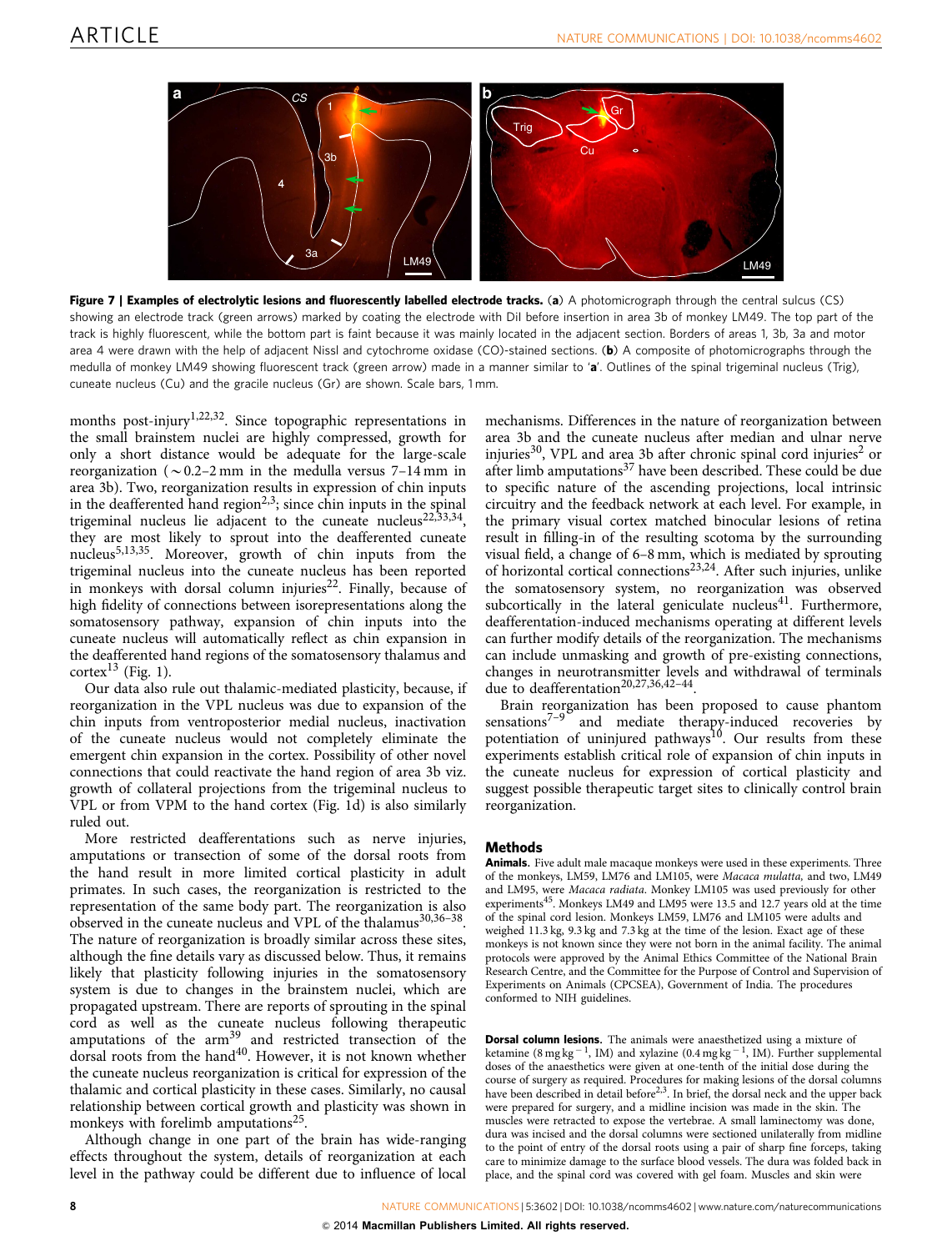Figure 7 | Examples of electrolytic lesions and fluorescently labelled electrode tracks. (a) A photomicrograph through the central sulcus (CS) showing an electrode track (green arrows) marked by coating the electrode with DiI before insertion in area 3b of monkey LM49. The top part of the track is highly fluorescent, while the bottom part is faint because it was mainly located in the adjacent section. Borders of areas 1, 3b, 3a and motor area 4 were drawn with the help of adjacent Nissl and cytochrome oxidase (CO)-stained sections. (b) A composite of photomicrographs through the medulla of monkey LM49 showing fluorescent track (green arrow) made in a manner similar to 'a'. Outlines of the spinal trigeminal nucleus (Trig), cuneate nucleus (Cu) and the gracile nucleus (Gr) are shown. Scale bars, 1 mm.

months post-injury[1,22,32]. Since topographic representations in the small brainstem nuclei are highly compressed, growth for only a short distance would be adequate for the large-scale reorganization (~0.2–2 mm in the medulla versus 7–14 mm in area 3b). Two, reorganization results in expression of chin inputs in the deafferented hand region[2,3]; since chin inputs in the spinal trigeminal nucleus lie adjacent to the cuneate nucleus[22,33,34], they are most likely to sprout into the deafferented cuneate nucleus[5,13,35]. Moreover, growth of chin inputs from the trigeminal nucleus into the cuneate nucleus has been reported in monkeys with dorsal column injuries[22]. Finally, because of high fidelity of connections between isorepresentations along the somatosensory pathway, expansion of chin inputs into the cuneate nucleus will automatically reflect as chin expansion in the deafferented hand regions of the somatosensory thalamus and cortex[13] (Fig. 1).

Our data also rule out thalamic-mediated plasticity, because, if reorganization in the VPL nucleus was due to expansion of the chin inputs from ventroposterior medial nucleus, inactivation of the cuneate nucleus would not completely eliminate the emergent chin expansion in the cortex. Possibility of other novel connections that could reactivate the hand region of area 3b viz. growth of collateral projections from the trigeminal nucleus to VPL or from VPM to the hand cortex (Fig. 1d) is also similarly ruled out.

More restricted deafferentations such as nerve injuries, amputations or transection of some of the dorsal roots from the hand result in more limited cortical plasticity in adult primates. In such cases, the reorganization is restricted to the representation of the same body part. The reorganization is also observed in the cuneate nucleus and VPL of the thalamus[30,36–38]. The nature of reorganization is broadly similar across these sites, although the fine details vary as discussed below. Thus, it remains likely that plasticity following injuries in the somatosensory system is due to changes in the brainstem nuclei, which are propagated upstream. There are reports of sprouting in the spinal cord as well as the cuneate nucleus following therapeutic amputations of the arm[39] and restricted transection of the dorsal roots from the hand[40]. However, it is not known whether the cuneate nucleus reorganization is critical for expression of the thalamic and cortical plasticity in these cases. Similarly, no causal relationship between cortical growth and plasticity was shown in monkeys with forelimb amputations[25].

Although change in one part of the brain has wide-ranging effects throughout the system, details of reorganization at each level in the pathway could be different due to influence of local mechanisms. Differences in the nature of reorganization between area 3b and the cuneate nucleus after median and ulnar nerve injuries[30], VPL and area 3b after chronic spinal cord injuries[2] or after limb amputations[37] have been described. These could be due to specific nature of the ascending projections, local intrinsic circuitry and the feedback network at each level. For example, in the primary visual cortex matched binocular lesions of retina result in filling-in of the resulting scotoma by the surrounding visual field, a change of 6–8 mm, which is mediated by sprouting of horizontal cortical connections[23,24]. After such injuries, unlike the somatosensory system, no reorganization was observed subcortically in the lateral geniculate nucleus[41]. Furthermore, deafferentation-induced mechanisms operating at different levels can further modify details of the reorganization. The mechanisms can include unmasking and growth of pre-existing connections, changes in neurotransmitter levels and withdrawal of terminals due to deafferentation[20,27,36,42–44].

Brain reorganization has been proposed to cause phantom sensations[7–9] and mediate therapy-induced recoveries by potentiation of uninjured pathways[10]. Our results from these experiments establish critical role of expansion of chin inputs in the cuneate nucleus for expression of cortical plasticity and suggest possible therapeutic target sites to clinically control brain reorganization.

## Methods

**Animals.** Five adult male macaque monkeys were used in these experiments. Three of the monkeys, LM59, LM76 and LM105, were *Macaca mulatta,* and two, LM49 and LM95, were *Macaca radiata*. Monkey LM105 was used previously for other experiments[45]. Monkeys LM49 and LM95 were 13.5 and 12.7 years old at the time of the spinal cord lesion. Monkeys LM59, LM76 and LM105 were adults and weighed 11.3 kg, 9.3 kg and 7.3 kg at the time of the lesion. Exact age of these monkeys is not known since they were not born in the animal facility. The animal protocols were approved by the Animal Ethics Committee of the National Brain Research Centre, and the Committee for the Purpose of Control and Supervision of Experiments on Animals (CPCSEA), Government of India. The procedures conformed to NIH guidelines.

**Dorsal column lesions.** The animals were anaesthetized using a mixture of ketamine (8 mg kg$^{-1}$, IM) and xylazine (0.4 mg kg$^{-1}$, IM). Further supplemental doses of the anaesthetics were given at one-tenth of the initial dose during the course of surgery as required. Procedures for making lesions of the dorsal columns have been described in detail before[2,3]. In brief, the dorsal neck and the upper back were prepared for surgery, and a midline incision was made in the skin. The muscles were retracted to expose the vertebrae. A small laminectomy was done, dura was incised and the dorsal columns were sectioned unilaterally from midline to the point of entry of the dorsal roots using a pair of sharp fine forceps, taking care to minimize damage to the surface blood vessels. The dura was folded back in place, and the spinal cord was covered with gel foam. Muscles and skin were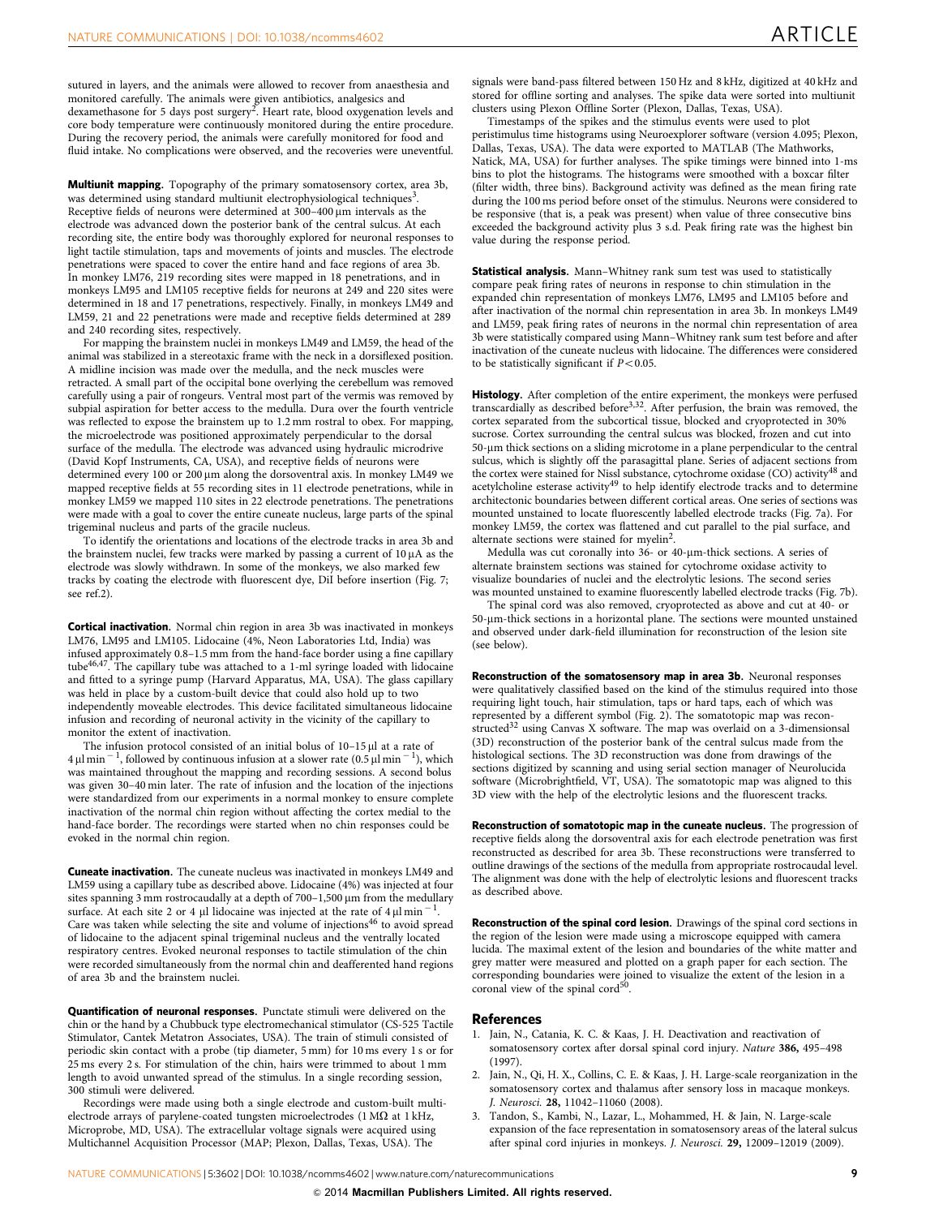sutured in layers, and the animals were allowed to recover from anaesthesia and monitored carefully. The animals were given antibiotics, analgesics and dexamethasone for 5 days post surgery[2]. Heart rate, blood oxygenation levels and core body temperature were continuously monitored during the entire procedure. During the recovery period, the animals were carefully monitored for food and fluid intake. No complications were observed, and the recoveries were uneventful.

**Multiunit mapping.** Topography of the primary somatosensory cortex, area 3b, was determined using standard multiunit electrophysiological techniques[3]. Receptive fields of neurons were determined at 300–400 μm intervals as the electrode was advanced down the posterior bank of the central sulcus. At each recording site, the entire body was thoroughly explored for neuronal responses to light tactile stimulation, taps and movements of joints and muscles. The electrode penetrations were spaced to cover the entire hand and face regions of area 3b. In monkey LM76, 219 recording sites were mapped in 18 penetrations, and in monkeys LM95 and LM105 receptive fields for neurons at 249 and 220 sites were determined in 18 and 17 penetrations, respectively. Finally, in monkeys LM49 and LM59, 21 and 22 penetrations were made and receptive fields determined at 289 and 240 recording sites, respectively.

For mapping the brainstem nuclei in monkeys LM49 and LM59, the head of the animal was stabilized in a stereotaxic frame with the neck in a dorsiflexed position. A midline incision was made over the medulla, and the neck muscles were retracted. A small part of the occipital bone overlying the cerebellum was removed carefully using a pair of rongeurs. Ventral most part of the vermis was removed by subpial aspiration for better access to the medulla. Dura over the fourth ventricle was reflected to expose the brainstem up to 1.2 mm rostral to obex. For mapping, the microelectrode was positioned approximately perpendicular to the dorsal surface of the medulla. The electrode was advanced using hydraulic microdrive (David Kopf Instruments, CA, USA), and receptive fields of neurons were determined every 100 or 200 μm along the dorsoventral axis. In monkey LM49 we mapped receptive fields at 55 recording sites in 11 electrode penetrations, while in monkey LM59 we mapped 110 sites in 22 electrode penetrations. The penetrations were made with a goal to cover the entire cuneate nucleus, large parts of the spinal trigeminal nucleus and parts of the gracile nucleus.

To identify the orientations and locations of the electrode tracks in area 3b and the brainstem nuclei, few tracks were marked by passing a current of 10 μA as the electrode was slowly withdrawn. In some of the monkeys, we also marked few tracks by coating the electrode with fluorescent dye, DiI before insertion (Fig. 7; see ref.2).

**Cortical inactivation.** Normal chin region in area 3b was inactivated in monkeys LM76, LM95 and LM105. Lidocaine (4%, Neon Laboratories Ltd, India) was infused approximately 0.8–1.5 mm from the hand-face border using a fine capillary tube[46,47]. The capillary tube was attached to a 1-ml syringe loaded with lidocaine and fitted to a syringe pump (Harvard Apparatus, MA, USA). The glass capillary was held in place by a custom-built device that could also hold up to two independently moveable electrodes. This device facilitated simultaneous lidocaine infusion and recording of neuronal activity in the vicinity of the capillary to monitor the extent of inactivation.

The infusion protocol consisted of an initial bolus of 10–15 μl at a rate of 4 μl min$^{-1}$, followed by continuous infusion at a slower rate (0.5 μl min$^{-1}$), which was maintained throughout the mapping and recording sessions. A second bolus was given 30–40 min later. The rate of infusion and the location of the injections were standardized from our experiments in a normal monkey to ensure complete inactivation of the normal chin region without affecting the cortex medial to the hand-face border. The recordings were started when no chin responses could be evoked in the normal chin region.

**Cuneate inactivation.** The cuneate nucleus was inactivated in monkeys LM49 and LM59 using a capillary tube as described above. Lidocaine (4%) was injected at four sites spanning 3 mm rostrocaudally at a depth of 700–1,500 μm from the medullary surface. At each site 2 or 4 μl lidocaine was injected at the rate of 4 μl min$^{-1}$. Care was taken while selecting the site and volume of injections[46] to avoid spread of lidocaine to the adjacent spinal trigeminal nucleus and the ventrally located respiratory centres. Evoked neuronal responses to tactile stimulation of the chin were recorded simultaneously from the normal chin and deafferented hand regions of area 3b and the brainstem nuclei.

**Quantification of neuronal responses.** Punctate stimuli were delivered on the chin or the hand by a Chubbuck type electromechanical stimulator (CS-525 Tactile Stimulator, Cantek Metatron Associates, USA). The train of stimuli consisted of periodic skin contact with a probe (tip diameter, 5 mm) for 10 ms every 1 s or for 25 ms every 2 s. For stimulation of the chin, hairs were trimmed to about 1 mm length to avoid unwanted spread of the stimulus. In a single recording session, 300 stimuli were delivered.

Recordings were made using both a single electrode and custom-built multi-electrode arrays of parylene-coated tungsten microelectrodes (1 MΩ at 1 kHz, Microprobe, MD, USA). The extracellular voltage signals were acquired using Multichannel Acquisition Processor (MAP; Plexon, Dallas, Texas, USA). The signals were band-pass filtered between 150 Hz and 8 kHz, digitized at 40 kHz and stored for offline sorting and analyses. The spike data were sorted into multiunit clusters using Plexon Offline Sorter (Plexon, Dallas, Texas, USA).

Timestamps of the spikes and the stimulus events were used to plot peristimulus time histograms using Neuroexplorer software (version 4.095; Plexon, Dallas, Texas, USA). The data were exported to MATLAB (The Mathworks, Natick, MA, USA) for further analyses. The spike timings were binned into 1-ms bins to plot the histograms. The histograms were smoothed with a boxcar filter (filter width, three bins). Background activity was defined as the mean firing rate during the 100 ms period before onset of the stimulus. Neurons were considered to be responsive (that is, a peak was present) when value of three consecutive bins exceeded the background activity plus 3 s.d. Peak firing rate was the highest bin value during the response period.

**Statistical analysis.** Mann–Whitney rank sum test was used to statistically compare peak firing rates of neurons in response to chin stimulation in the expanded chin representation of monkeys LM76, LM95 and LM105 before and after inactivation of the normal chin representation in area 3b. In monkeys LM49 and LM59, peak firing rates of neurons in the normal chin representation of area 3b were statistically compared using Mann–Whitney rank sum test before and after inactivation of the cuneate nucleus with lidocaine. The differences were considered to be statistically significant if $P<0.05$.

**Histology.** After completion of the entire experiment, the monkeys were perfused transcardially as described before[3,32]. After perfusion, the brain was removed, the cortex separated from the subcortical tissue, blocked and cryoprotected in 30% sucrose. Cortex surrounding the central sulcus was blocked, frozen and cut into 50-μm thick sections on a sliding microtome in a plane perpendicular to the central sulcus, which is slightly off the parasagittal plane. Series of adjacent sections from the cortex were stained for Nissl substance, cytochrome oxidase (CO) activity[48] and acetylcholine esterase activity[49] to help identify electrode tracks and to determine architectonic boundaries between different cortical areas. One series of sections was mounted unstained to locate fluorescently labelled electrode tracks (Fig. 7a). For monkey LM59, the cortex was flattened and cut parallel to the pial surface, and alternate sections were stained for myelin[2].

Medulla was cut coronally into 36- or 40-μm-thick sections. A series of alternate brainstem sections was stained for cytochrome oxidase activity to visualize boundaries of nuclei and the electrolytic lesions. The second series was mounted unstained to examine fluorescently labelled electrode tracks (Fig. 7b).

The spinal cord was also removed, cryoprotected as above and cut at 40- or 50-μm-thick sections in a horizontal plane. The sections were mounted unstained and observed under dark-field illumination for reconstruction of the lesion site (see below).

**Reconstruction of the somatosensory map in area 3b.** Neuronal responses were qualitatively classified based on the kind of the stimulus required into those requiring light touch, hair stimulation, taps or hard taps, each of which was represented by a different symbol (Fig. 2). The somatotopic map was reconstructed[32] using Canvas X software. The map was overlaid on a 3-dimensional (3D) reconstruction of the posterior bank of the central sulcus made from the histological sections. The 3D reconstruction was done from drawings of the sections digitized by scanning and using serial section manager of Neurolucida software (Microbrightfield, VT, USA). The somatotopic map was aligned to this 3D view with the help of the electrolytic lesions and the fluorescent tracks.

**Reconstruction of somatotopic map in the cuneate nucleus.** The progression of receptive fields along the dorsoventral axis for each electrode penetration was first reconstructed as described for area 3b. These reconstructions were transferred to outline drawings of the sections of the medulla from appropriate rostrocaudal level. The alignment was done with the help of electrolytic lesions and fluorescent tracks as described above.

**Reconstruction of the spinal cord lesion.** Drawings of the spinal cord sections in the region of the lesion were made using a microscope equipped with camera lucida. The maximal extent of the lesion and boundaries of the white matter and grey matter were measured and plotted on a graph paper for each section. The corresponding boundaries were joined to visualize the extent of the lesion in a coronal view of the spinal cord[50].

## References

1. Jain, N., Catania, K. C. & Kaas, J. H. Deactivation and reactivation of somatosensory cortex after dorsal spinal cord injury. *Nature* **386**, 495–498 (1997).
2. Jain, N., Qi, H. X., Collins, C. E. & Kaas, J. H. Large-scale reorganization in the somatosensory cortex and thalamus after sensory loss in macaque monkeys. *J. Neurosci.* **28**, 11042–11060 (2008).
3. Tandon, S., Kambi, N., Lazar, L., Mohammed, H. & Jain, N. Large-scale expansion of the face representation in somatosensory areas of the lateral sulcus after spinal cord injuries in monkeys. *J. Neurosci.* **29**, 12009–12019 (2009).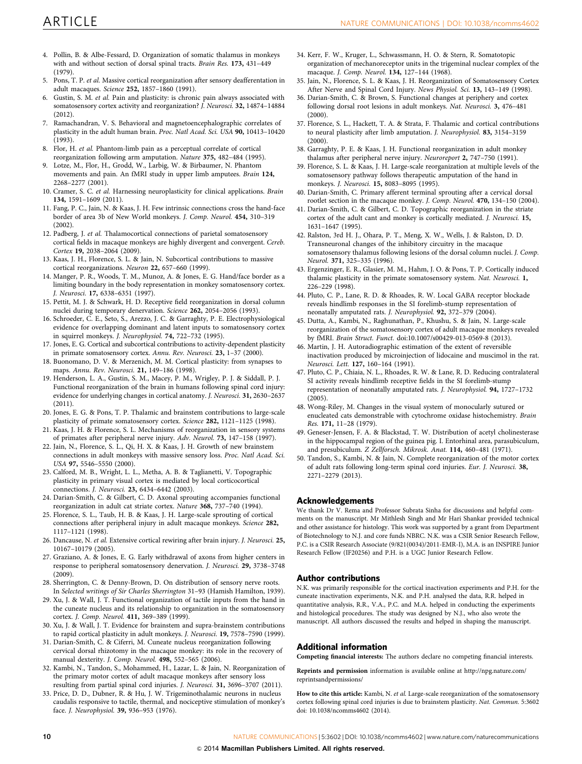4. Pollin, B. & Albe-Fessard, D. Organization of somatic thalamus in monkeys with and without section of dorsal spinal tracts. *Brain Res.* **173,** 431–449 (1979).
5. Pons, T. P. *et al.* Massive cortical reorganization after sensory deafferentation in adult macaques. *Science* **252,** 1857–1860 (1991).
6. Gustin, S. M. *et al.* Pain and plasticity: is chronic pain always associated with somatosensory cortex activity and reorganization? *J. Neurosci.* **32,** 14874–14884 (2012).
7. Ramachandran, V. S. Behavioral and magnetoencephalographic correlates of plasticity in the adult human brain. *Proc. Natl Acad. Sci. USA* **90,** 10413–10420 (1993).
8. Flor, H. *et al.* Phantom-limb pain as a perceptual correlate of cortical reorganization following arm amputation. *Nature* **375,** 482–484 (1995).
9. Lotze, M., Flor, H., Grodd, W., Larbig, W. & Birbaumer, N. Phantom movements and pain. An fMRI study in upper limb amputees. *Brain* **124,** 2268–2277 (2001).
10. Cramer, S. C. *et al.* Harnessing neuroplasticity for clinical applications. *Brain* **134,** 1591–1609 (2011).
11. Fang, P. C., Jain, N. & Kaas, J. H. Few intrinsic connections cross the hand-face border of area 3b of New World monkeys. *J. Comp. Neurol.* **454,** 310–319 (2002).
12. Padberg, J. *et al.* Thalamocortical connections of parietal somatosensory cortical fields in macaque monkeys are highly divergent and convergent. *Cereb. Cortex* **19,** 2038–2064 (2009).
13. Kaas, J. H., Florence, S. L. & Jain, N. Subcortical contributions to massive cortical reorganizations. *Neuron* **22,** 657–660 (1999).
14. Manger, P. R., Woods, T. M., Munoz, A. & Jones, E. G. Hand/face border as a limiting boundary in the body representation in monkey somatosensory cortex. *J. Neurosci.* **17,** 6338–6351 (1997).
15. Pettit, M. J. & Schwark, H. D. Receptive field reorganization in dorsal column nuclei during temporary denervation. *Science* **262,** 2054–2056 (1993).
16. Schroeder, C. E., Seto, S., Arezzo, J. C. & Garraghty, P. E. Electrophysiological evidence for overlapping dominant and latent inputs to somatosensory cortex in squirrel monkeys. *J. Neurophysiol.* **74,** 722–732 (1995).
17. Jones, E. G. Cortical and subcortical contributions to activity-dependent plasticity in primate somatosensory cortex. *Annu. Rev. Neurosci.* **23,** 1–37 (2000).
18. Buonomano, D. V. & Merzenich, M. M. Cortical plasticity: from synapses to maps. *Annu. Rev. Neurosci.* **21,** 149–186 (1998).
19. Henderson, L. A., Gustin, S. M., Macey, P. M., Wrigley, P. J. & Siddall, P. J. Functional reorganization of the brain in humans following spinal cord injury: evidence for underlying changes in cortical anatomy. *J. Neurosci.* **31,** 2630–2637 (2011).
20. Jones, E. G. & Pons, T. P. Thalamic and brainstem contributions to large-scale plasticity of primate somatosensory cortex. *Science* **282,** 1121–1125 (1998).
21. Kaas, J. H. & Florence, S. L. Mechanisms of reorganization in sensory systems of primates after peripheral nerve injury. *Adv. Neurol.* **73,** 147–158 (1997).
22. Jain, N., Florence, S. L., Qi, H. X. & Kaas, J. H. Growth of new brainstem connections in adult monkeys with massive sensory loss. *Proc. Natl Acad. Sci. USA* **97,** 5546–5550 (2000).
23. Calford, M. B., Wright, L. L., Metha, A. B. & Taglianetti, V. Topographic plasticity in primary visual cortex is mediated by local corticocortical connections. *J. Neurosci.* **23,** 6434–6442 (2003).
24. Darian-Smith, C. & Gilbert, C. D. Axonal sprouting accompanies functional reorganization in adult cat striate cortex. *Nature* **368,** 737–740 (1994).
25. Florence, S. L., Taub, H. B. & Kaas, J. H. Large-scale sprouting of cortical connections after peripheral injury in adult macaque monkeys. *Science* **282,** 1117–1121 (1998).
26. Dancause, N. *et al.* Extensive cortical rewiring after brain injury. *J. Neurosci.* **25,** 10167–10179 (2005).
27. Graziano, A. & Jones, E. G. Early withdrawal of axons from higher centers in response to peripheral somatosensory denervation. *J. Neurosci.* **29,** 3738–3748 (2009).
28. Sherrington, C. & Denny-Brown, D. On distribution of sensory nerve roots. In *Selected writings of Sir Charles Sherrington* 31–93 (Hamish Hamilton, 1939).
29. Xu, J. & Wall, J. T. Functional organization of tactile inputs from the hand in the cuneate nucleus and its relationship to organization in the somatosensory cortex. *J. Comp. Neurol.* **411,** 369–389 (1999).
30. Xu, J. & Wall, J. T. Evidence for brainstem and supra-brainstem contributions to rapid cortical plasticity in adult monkeys. *J. Neurosci.* **19,** 7578–7590 (1999).
31. Darian-Smith, C. & Ciferri, M. Cuneate nucleus reorganization following cervical dorsal rhizotomy in the macaque monkey: its role in the recovery of manual dexterity. *J. Comp. Neurol.* **498,** 552–565 (2006).
32. Kambi, N., Tandon, S., Mohammed, H., Lazar, L. & Jain, N. Reorganization of the primary motor cortex of adult macaque monkeys after sensory loss resulting from partial spinal cord injuries. *J. Neurosci.* **31,** 3696–3707 (2011).
33. Price, D. D., Dubner, R. & Hu, J. W. Trigeminothalamic neurons in nucleus caudalis responsive to tactile, thermal, and nociceptive stimulation of monkey's face. *J. Neurophysiol.* **39,** 936–953 (1976).
34. Kerr, F. W., Kruger, L., Schwassmann, H. O. & Stern, R. Somatotopic organization of mechanoreceptor units in the trigeminal nuclear complex of the macaque. *J. Comp. Neurol.* **134,** 127–144 (1968).
35. Jain, N., Florence, S. L. & Kaas, J. H. Reorganization of Somatosensory Cortex After Nerve and Spinal Cord Injury. *News Physiol. Sci.* **13,** 143–149 (1998).
36. Darian-Smith, C. & Brown, S. Functional changes at periphery and cortex following dorsal root lesions in adult monkeys. *Nat. Neurosci.* **3,** 476–481 (2000).
37. Florence, S. L., Hackett, T. A. & Strata, F. Thalamic and cortical contributions to neural plasticity after limb amputation. *J. Neurophysiol.* **83,** 3154–3159 (2000).
38. Garraghty, P. E. & Kaas, J. H. Functional reorganization in adult monkey thalamus after peripheral nerve injury. *Neuroreport* **2,** 747–750 (1991).
39. Florence, S. L. & Kaas, J. H. Large-scale reorganization at multiple levels of the somatosensory pathway follows therapeutic amputation of the hand in monkeys. *J. Neurosci.* **15,** 8083–8095 (1995).
40. Darian-Smith, C. Primary afferent terminal sprouting after a cervical dorsal rootlet section in the macaque monkey. *J. Comp. Neurol.* **470,** 134–150 (2004).
41. Darian-Smith, C. & Gilbert, C. D. Topographic reorganization in the striate cortex of the adult cant and monkey is cortically mediated. *J. Neurosci.* **15,** 1631–1647 (1995).
42. Ralston, 3rd H. J., Ohara, P. T., Meng, X. W., Wells, J. & Ralston, D. D. Transneuronal changes of the inhibitory circuitry in the macaque somatosensory thalamus following lesions of the dorsal column nuclei. *J. Comp. Neurol.* **371,** 325–335 (1996).
43. Ergenzinger, E. R., Glasier, M. M., Hahm, J. O. & Pons, T. P. Cortically induced thalamic plasticity in the primate somatosensory system. *Nat. Neurosci.* **1,** 226–229 (1998).
44. Pluto, C. P., Lane, R. D. & Rhoades, R. W. Local GABA receptor blockade reveals hindlimb responses in the SI forelimb-stump representation of neonatally amputated rats. *J. Neurophysiol.* **92,** 372–379 (2004).
45. Dutta, A., Kambi, N., Raghunathan, P., Khushu, S. & Jain, N. Large-scale reorganization of the somatosensory cortex of adult macaque monkeys revealed by fMRI. *Brain Struct. Funct.* doi:10.1007/s00429-013-0569-8 (2013).
46. Martin, J. H. Autoradiographic estimation of the extent of reversible inactivation produced by microinjection of lidocaine and muscimol in the rat. *Neurosci. Lett.* **127,** 160–164 (1991).
47. Pluto, C. P., Chiaia, N. L., Rhoades, R. W. & Lane, R. D. Reducing contralateral SI activity reveals hindlimb receptive fields in the SI forelimb-stump representation of neonatally amputated rats. *J. Neurophysiol.* **94,** 1727–1732 (2005).
48. Wong-Riley, M. Changes in the visual system of monocularly sutured or enucleated cats demonstrable with cytochrome oxidase histochemistry. *Brain Res.* **171,** 11–28 (1979).
49. Geneser-Jensen, F. A. & Blackstad, T. W. Distribution of acetyl cholinesterase in the hippocampal region of the guinea pig. I. Entorhinal area, parasubiculum, and presubiculum. *Z Zellforsch. Mikrosk. Anat.* **114,** 460–481 (1971).
50. Tandon, S., Kambi, N. & Jain, N. Complete reorganization of the motor cortex of adult rats following long-term spinal cord injuries. *Eur. J. Neurosci.* **38,** 2271–2279 (2013).

## Acknowledgements

We thank Dr V. Rema and Professor Subrata Sinha for discussions and helpful comments on the manuscript. Mr Mithlesh Singh and Mr Hari Shankar provided technical and other assistance for histology. This work was supported by a grant from Department of Biotechnology to N.J. and core funds NBRC. N.K. was a CSIR Senior Research Fellow, P.C. is a CSIR Research Associate (9/821(0034)/2011-EMR-I), M.A. is an INSPIRE Junior Research Fellow (IF20256) and P.H. is a UGC Junior Research Fellow.

## Author contributions

N.K. was primarily responsible for the cortical inactivation experiments and P.H. for the cuneate inactivation experiments, N.K. and P.H. analysed the data, R.R. helped in quantitative analysis, R.R., V.A., P.C. and M.A. helped in conducting the experiments and histological procedures. The study was designed by N.J., who also wrote the manuscript. All authors discussed the results and helped in shaping the manuscript.

## Additional information

**Competing financial interests:** The authors declare no competing financial interests.

**Reprints and permission** information is available online at http://npg.nature.com/reprintsandpermissions/

**How to cite this article:** Kambi, N. *et al.* Large-scale reorganization of the somatosensory cortex following spinal cord injuries is due to brainstem plasticity. *Nat. Commun.* 5:3602 doi: 10.1038/ncomms4602 (2014).